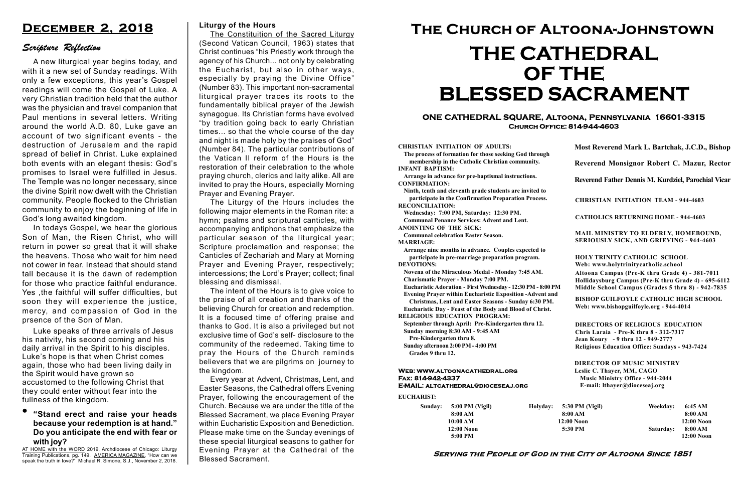# December 2, 2018

## *Scripture Reflection*

A new liturgical year begins today, and with it a new set of Sunday readings. With only a few exceptions, this year's Gospel readings will come the Gospel of Luke. A very Christian tradition held that the author was the physician and travel companion that Paul mentions in several letters. Writing around the world A.D. 80, Luke gave an account of two significant events - the destruction of Jerusalem and the rapid spread of belief in Christ. Luke explained both events with an elegant thesis: God's promises to Israel were fulfilled in Jesus. The Temple was no longer necessary, since the divine Spirit now dwelt with the Christian community. People flocked to the Christian community to enjoy the beginning of life in God's long awaited kingdom.

In todays Gospel, we hear the glorious Son of Man, the Risen Christ, who will return in power so great that it will shake the heavens. Those who wait for him need not cower in fear. Instead that should stand tall because it is the dawn of redemption for those who practice faithful endurance. Yes ,the faithful will suffer difficulties, but soon they will experience the justice, mercy, and compassion of God in the prsence of the Son of Man.

Luke speaks of three arrivals of Jesus his nativity, his second coming and his daily arrival in the Spirit to his disciples. Luke's hope is that when Christ comes again, those who had been living daily in the Spirit would have grown so accustomed to the following Christ that they could enter without fear into the fullness of the kingdom.

- **"Stand erect and raise your heads because your redemption is at hand." Do you anticipate the end with fear or with joy?**

AT HOME with the WORD 2019, Archdiocese of Chicago: Liturgy Training Publications, pg. 149. AMERICA MAGAZINE, "How can we speak the truth in love?" Michael R. Simone, S.J., November 2, 2018.

### Liturgy of the Hours

The Constituition of the Sacred Liturgy (Second Vatican Council, 1963) states that Christ continues "his Priestly work through the agency of his Church... not only by celebrating the Eucharist, but also in other ways, especially by praying the Divine Office" (Number 83). This important non-sacramental liturgical prayer traces its roots to the fundamentally biblical prayer of the Jewish synagogue. Its Christian forms have evolved "by tradition going back to early Christian times... so that the whole course of the day and night is made holy by the praises of God" (Number 84). The particular contributions of the Vatican II reform of the Hours is the restoration of their celebration to the whole praying church, clerics and laity alike. All are invited to pray the Hours, especially Morning Prayer and Evening Prayer.

The Liturgy of the Hours includes the following major elements in the Roman rite: a hymn; psalms and scriptural canticles, with accompanying antiphons that emphasize the particular season of the liturgical year; Scripture proclamation and response; the Canticles of Zechariah and Mary at Morning Prayer and Evening Prayer, respectively; intercessions; the Lord's Prayer; collect; final blessing and dismissal.

The intent of the Hours is to give voice to the praise of all creation and thanks of the believing Church for creation and redemption. It is a focused time of offering praise and thanks to God. It is also a privileged but not exclusive time of God's self- disclosure to the community of the redeemed. Taking time to pray the Hours of the Church reminds believers that we are pilgrims on journey to the kingdom.

Every year at Advent, Christmas, Lent, and Easter Seasons, the Cathedral offers Evening Prayer, following the encouragement of the Church. Because we are under the title of the Blessed Sacrament, we place Evening Prayer within Eucharistic Exposition and Benediction. Please make time on the Sunday evenings of these special liturgical seasons to gather for Evening Prayer at the Cathedral of the Blessed Sacrament.

# The Church of Altoona-Johnstown

# THE CATHEDRAL OF THE BLESSED SACRAMENT

**ONE CATHEDRAL SQUARE, Altoona, Pennsylvania 16601-3315**
**Church Office: 814-944-4603**

**CHRISTIAN INITIATION OF ADULTS:**
The process of formation for those seeking God through membership in the Catholic Christian community.
**INFANT BAPTISM:**
Arrange in advance for pre-baptismal instructions.
**CONFIRMATION:**
Ninth, tenth and eleventh grade students are invited to participate in the Confirmation Preparation Process.
**RECONCILIATION:**
Wednesday: 7:00 PM, Saturday: 12:30 PM.
Communal Penance Services: Advent and Lent.
**ANOINTING OF THE SICK:**
Communal celebration Easter Season.
**MARRIAGE:**
Arrange nine months in advance. Couples expected to participate in pre-marriage preparation program.
**DEVOTIONS:**
Novena of the Miraculous Medal - Monday 7:45 AM.
Charismatic Prayer - Monday 7:00 PM.
Eucharistic Adoration - First Wednesday - 12:30 PM - 8:00 PM
Evening Prayer within Eucharistic Exposition -Advent and Christmas, Lent and Easter Seasons - Sunday 6:30 PM.
Eucharistic Day - Feast of the Body and Blood of Christ.
**RELIGIOUS EDUCATION PROGRAM:**
September through April: Pre-Kindergarten thru 12.
Sunday morning 8:30 AM - 9:45 AM
Pre-Kindergarten thru 8.
Sunday afternoon 2:00 PM - 4:00 PM
Grades 9 thru 12.

**Web: www.altoonacathedral.org**
**Fax: 814-942-4337**
**E-MAIL: altcathedral@dioceseaj.org**

**Most Reverend Mark L. Bartchak, J.C.D., Bishop**

**Reverend Monsignor Robert C. Mazur, Rector**

**Reverend Father Dennis M. Kurdziel, Parochial Vicar**

**CHRISTIAN INITIATION TEAM - 944-4603**

**CATHOLICS RETURNING HOME - 944-4603**

**MAIL MINISTRY TO ELDERLY, HOMEBOUND, SERIOUSLY SICK, AND GRIEVING - 944-4603**

**HOLY TRINITY CATHOLIC SCHOOL**
Web: www.holytrinitycatholic.school
Altoona Campus (Pre-K thru Grade 4) - 381-7011
Hollidaysburg Campus (Pre-K thru Grade 4) - 695-6112
Middle School Campus (Grades 5 thru 8) - 942-7835

**BISHOP GUILFOYLE CATHOLIC HIGH SCHOOL**
Web: www.bishopguilfoyle.org - 944-4014

**DIRECTORS OF RELIGIOUS EDUCATION**
Chris Laraia - Pre-K thru 8 - 312-7317
Jean Koury - 9 thru 12 - 949-2777
Religious Education Office: Sundays - 943-7424

**DIRECTOR OF MUSIC MINISTRY**
Leslie C. Thayer, MM, CAGO
Music Ministry Office - 944-2044
E-mail: lthayer@dioceseaj.org

**EUCHARIST:**

| Sunday: | | Holyday: | | Weekday: | |
|---|---|---|---|---|---|
| | 5:00 PM (Vigil) | | 5:30 PM (Vigil) | | 6:45 AM |
| | 8:00 AM | | 8:00 AM | | 8:00 AM |
| | 10:00 AM | | 12:00 Noon | | 12:00 Noon |
| | 12:00 Noon | | 5:30 PM | Saturday: | 8:00 AM |
| | 5:00 PM | | | | 12:00 Noon |

*Serving the People of God in the City of Altoona Since 1851*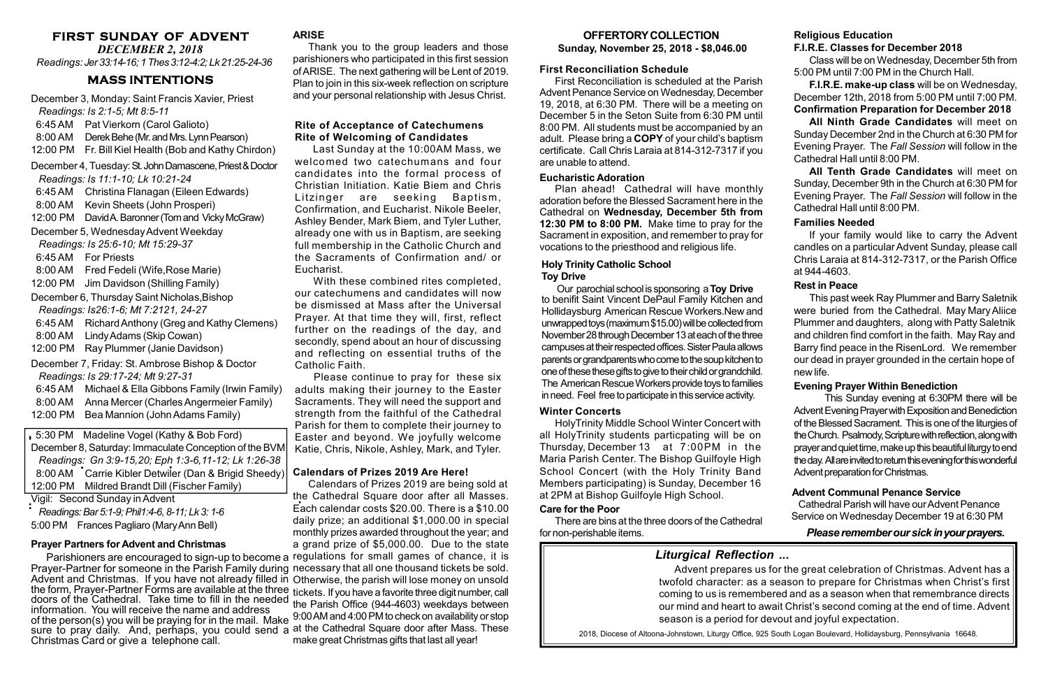# FIRST SUNDAY OF ADVENT

*DECEMBER 2, 2018*

*Readings: Jer 33:14-16; 1 Thes 3:12-4:2; Lk 21:25-24-36*

## MASS INTENTIONS

December 3, Monday: Saint Francis Xavier, Priest

*Readings: Is 2:1-5; Mt 8:5-11*

- 6:45 AM Pat Vierkorn (Carol Galioto)
- 8:00 AM Derek Behe (Mr. and Mrs. Lynn Pearson)
- 12:00 PM Fr. Bill Kiel Health (Bob and Kathy Chirdon)

December 4, Tuesday: St. John Damascene, Priest & Doctor

*Readings: Is 11:1-10; Lk 10:21-24*

- 6:45 AM Christina Flanagan (Eileen Edwards)
- 8:00 AM Kevin Sheets (John Prosperi)
- 12:00 PM David A. Baronner (Tom and Vicky McGraw)

December 5, Wednesday Advent Weekday

*Readings: Is 25:6-10; Mt 15:29-37*

- 6:45 AM For Priests
- 8:00 AM Fred Fedeli (Wife,Rose Marie)
- 12:00 PM Jim Davidson (Shilling Family)

December 6, Thursday Saint Nicholas,Bishop

*Readings: Is26:1-6; Mt 7:2121, 24-27*

- 6:45 AM Richard Anthony (Greg and Kathy Clemens)
- 8:00 AM Lindy Adams (Skip Cowan)
- 12:00 PM Ray Plummer (Janie Davidson)

December 7, Friday: St. Ambrose Bishop & Doctor

*Readings: Is 29:17-24; Mt 9:27-31*

- 6:45 AM Michael & Ella Gibbons Family (Irwin Family)
- 8:00 AM Anna Mercer (Charles Angermeier Family)
- 12:00 PM Bea Mannion (John Adams Family)
- 5:30 PM Madeline Vogel (Kathy & Bob Ford)

December 8, Saturday: Immaculate Conception of the BVM

*Readings: Gn 3:9-15,20; Eph 1:3-6,11-12; Lk 1:26-38*

- 8:00 AM Carrie Kibler Detwiler (Dan & Brigid Sheedy)
- 12:00 PM Mildred Brandt Dill (Fischer Family)

Vigil: Second Sunday in Advent

*Readings: Bar 5:1-9; Phil1:4-6, 8-11; Lk 3: 1-6*

- 5:00 PM Frances Pagliaro (Mary Ann Bell)

### Prayer Partners for Advent and Christmas

Parishioners are encouraged to sign-up to become a Prayer-Partner for someone in the Parish Family during Advent and Christmas. If you have not already filled in the form, Prayer-Partner Forms are available at the three doors of the Cathedral. Take time to fill in the needed information. You will receive the name and address of the person(s) you will be praying for in the mail. Make sure to pray daily. And, perhaps, you could send a Christmas Card or give a telephone call.

### ARISE

Thank you to the group leaders and those parishioners who participated in this first session of ARISE. The next gathering will be Lent of 2019. Plan to join in this six-week reflection on scripture and your personal relationship with Jesus Christ.

### Rite of Acceptance of Catechumens Rite of Welcoming of Candidates

Last Sunday at the 10:00AM Mass, we welcomed two catechumans and four candidates into the formal process of Christian Initiation. Katie Biem and Chris Litzinger are seeking Baptism, Confirmation, and Eucharist. Nikole Beeler, Ashley Bender, Mark Biem, and Tyler Luther, already one with us in Baptism, are seeking full membership in the Catholic Church and the Sacraments of Confirmation and/ or Eucharist.

With these combined rites completed, our catechumens and candidates will now be dismissed at Mass after the Universal Prayer. At that time they will, first, reflect further on the readings of the day, and secondly, spend about an hour of discussing and reflecting on essential truths of the Catholic Faith.

Please continue to pray for these six adults making their journey to the Easter Sacraments. They will need the support and strength from the faithful of the Cathedral Parish for them to complete their journey to Easter and beyond. We joyfully welcome Katie, Chris, Nikole, Ashley, Mark, and Tyler.

### Calendars of Prizes 2019 Are Here!

Calendars of Prizes 2019 are being sold at the Cathedral Square door after all Masses. Each calendar costs $20.00. There is a $10.00 daily prize; an additional $1,000.00 in special monthly prizes awarded throughout the year; and a grand prize of $5,000.00. Due to the state regulations for small games of chance, it is necessary that all one thousand tickets be sold. Otherwise, the parish will lose money on unsold tickets. If you have a favorite three digit number, call the Parish Office (944-4603) weekdays between 9:00 AM and 4:00 PM to check on availability or stop at the Cathedral Square door after Mass. These make great Christmas gifts that last all year!

### OFFERTORY COLLECTION

**Sunday, November 25, 2018 - $8,046.00**

### First Reconciliation Schedule

First Reconciliation is scheduled at the Parish Advent Penance Service on Wednesday, December 19, 2018, at 6:30 PM. There will be a meeting on December 5 in the Seton Suite from 6:30 PM until 8:00 PM. All students must be accompanied by an adult. Please bring a **COPY** of your child's baptism certificate. Call Chris Laraia at 814-312-7317 if you are unable to attend.

### Eucharistic Adoration

Plan ahead! Cathedral will have monthly adoration before the Blessed Sacrament here in the Cathedral on **Wednesday, December 5th from 12:30 PM to 8:00 PM.** Make time to pray for the Sacrament in exposition, and remember to pray for vocations to the priesthood and religious life.

### Holy Trinity Catholic School Toy Drive

Our parochial school is sponsoring a **Toy Drive** to benifit Saint Vincent DePaul Family Kitchen and Hollidaysburg American Rescue Workers.New and unwrapped toys (maximum $15.00) will be collected from November 28 through December 13 at each of the three campuses at their respected offices. Sister Paula allows parents or grandparents who come to the soup kitchen to one of these these gifts to give to their child or grandchild. The American Rescue Workers provide toys to families in need. Feel free to participate in this service activity.

### Winter Concerts

HolyTrinity Middle School Winter Concert with all HolyTrinity students particpating will be on Thursday, December 13 at 7:00PM in the Maria Parish Center. The Bishop Guilfoyle High School Concert (with the Holy Trinity Band Members participating) is Sunday, December 16 at 2PM at Bishop Guilfoyle High School.

### Care for the Poor

There are bins at the three doors of the Cathedral for non-perishable items.

### Religious Education

**F.I.R.E. Classes for December 2018**

Class will be on Wednesday, December 5th from 5:00 PM until 7:00 PM in the Church Hall.

**F.I.R.E. make-up class** will be on Wednesday, December 12th, 2018 from 5:00 PM until 7:00 PM.

**Confirmation Preparation for December 2018**

**All Ninth Grade Candidates** will meet on Sunday December 2nd in the Church at 6:30 PM for Evening Prayer. The *Fall Session* will follow in the Cathedral Hall until 8:00 PM.

**All Tenth Grade Candidates** will meet on Sunday, December 9th in the Church at 6:30 PM for Evening Prayer. The *Fall Session* will follow in the Cathedral Hall until 8:00 PM.

### Families Needed

If your family would like to carry the Advent candles on a particular Advent Sunday, please call Chris Laraia at 814-312-7317, or the Parish Office at 944-4603.

### Rest in Peace

This past week Ray Plummer and Barry Saletnik were buried from the Cathedral. May Mary Aliice Plummer and daughters, along with Patty Saletnik and children find comfort in the faith. May Ray and Barry find peace in the RisenLord. We remember our dead in prayer grounded in the certain hope of new life.

### Evening Prayer Within Benediction

This Sunday evening at 6:30PM there will be Advent Evening Prayer with Exposition and Benediction of the Blessed Sacrament. This is one of the liturgies of the Church. Psalmody, Scripture with reflectiion, along with prayer and quiet time, make up this beautiful liturgy to end the day. All are invited to return this evening for this wonderful Advent preparation for Christmas.

### Advent Communal Penance Service

Cathedral Parish will have our Advent Penance Service on Wednesday December 19 at 6:30 PM

***Please remember our sick in your prayers.***

### *Liturgical Reflection ...*

Advent prepares us for the great celebration of Christmas. Advent has a twofold character: as a season to prepare for Christmas when Christ's first coming to us is remembered and as a season when that remembrance directs our mind and heart to await Christ's second coming at the end of time. Advent season is a period for devout and joyful expectation.

2018, Diocese of Altoona-Johnstown, Liturgy Office, 925 South Logan Boulevard, Hollidaysburg, Pennsylvania 16648.